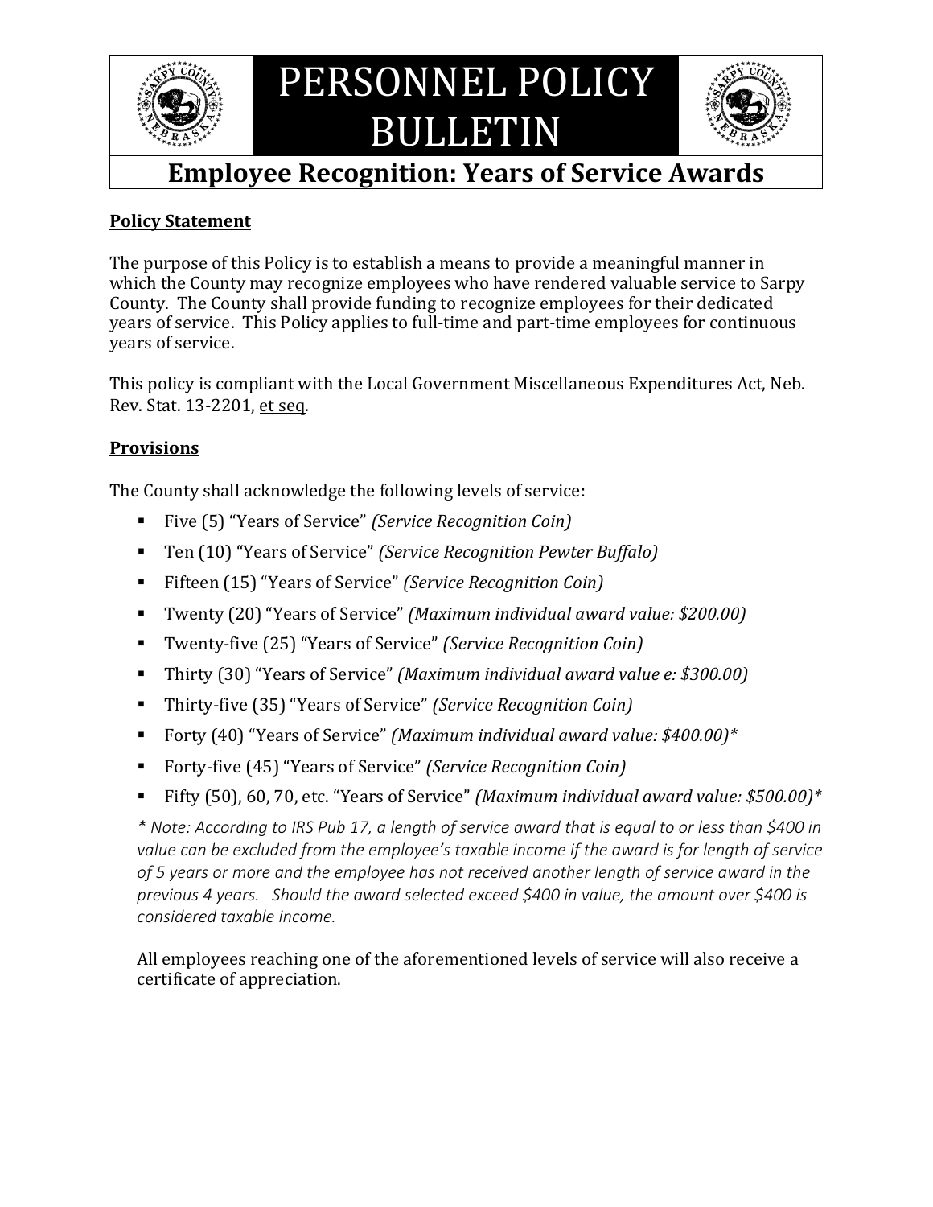# PERSONNEL POLICY BULLETIN

## Employee Recognition: Years of Service Awards

**Policy Statement**

The purpose of this Policy is to establish a means to provide a meaningful manner in which the County may recognize employees who have rendered valuable service to Sarpy County. The County shall provide funding to recognize employees for their dedicated years of service. This Policy applies to full-time and part-time employees for continuous years of service.

This policy is compliant with the Local Government Miscellaneous Expenditures Act, Neb. Rev. Stat. 13-2201, et seq.

**Provisions**

The County shall acknowledge the following levels of service:

- Five (5) "Years of Service" *(Service Recognition Coin)*
- Ten (10) "Years of Service" *(Service Recognition Pewter Buffalo)*
- Fifteen (15) "Years of Service" *(Service Recognition Coin)*
- Twenty (20) "Years of Service" *(Maximum individual award value: $200.00)*
- Twenty-five (25) "Years of Service" *(Service Recognition Coin)*
- Thirty (30) "Years of Service" *(Maximum individual award value e: $300.00)*
- Thirty-five (35) "Years of Service" *(Service Recognition Coin)*
- Forty (40) "Years of Service" *(Maximum individual award value: $400.00)**
- Forty-five (45) "Years of Service" *(Service Recognition Coin)*
- Fifty (50), 60, 70, etc. "Years of Service" *(Maximum individual award value: $500.00)**

*\* Note: According to IRS Pub 17, a length of service award that is equal to or less than $400 in value can be excluded from the employee's taxable income if the award is for length of service of 5 years or more and the employee has not received another length of service award in the previous 4 years. Should the award selected exceed $400 in value, the amount over $400 is considered taxable income.*

All employees reaching one of the aforementioned levels of service will also receive a certificate of appreciation.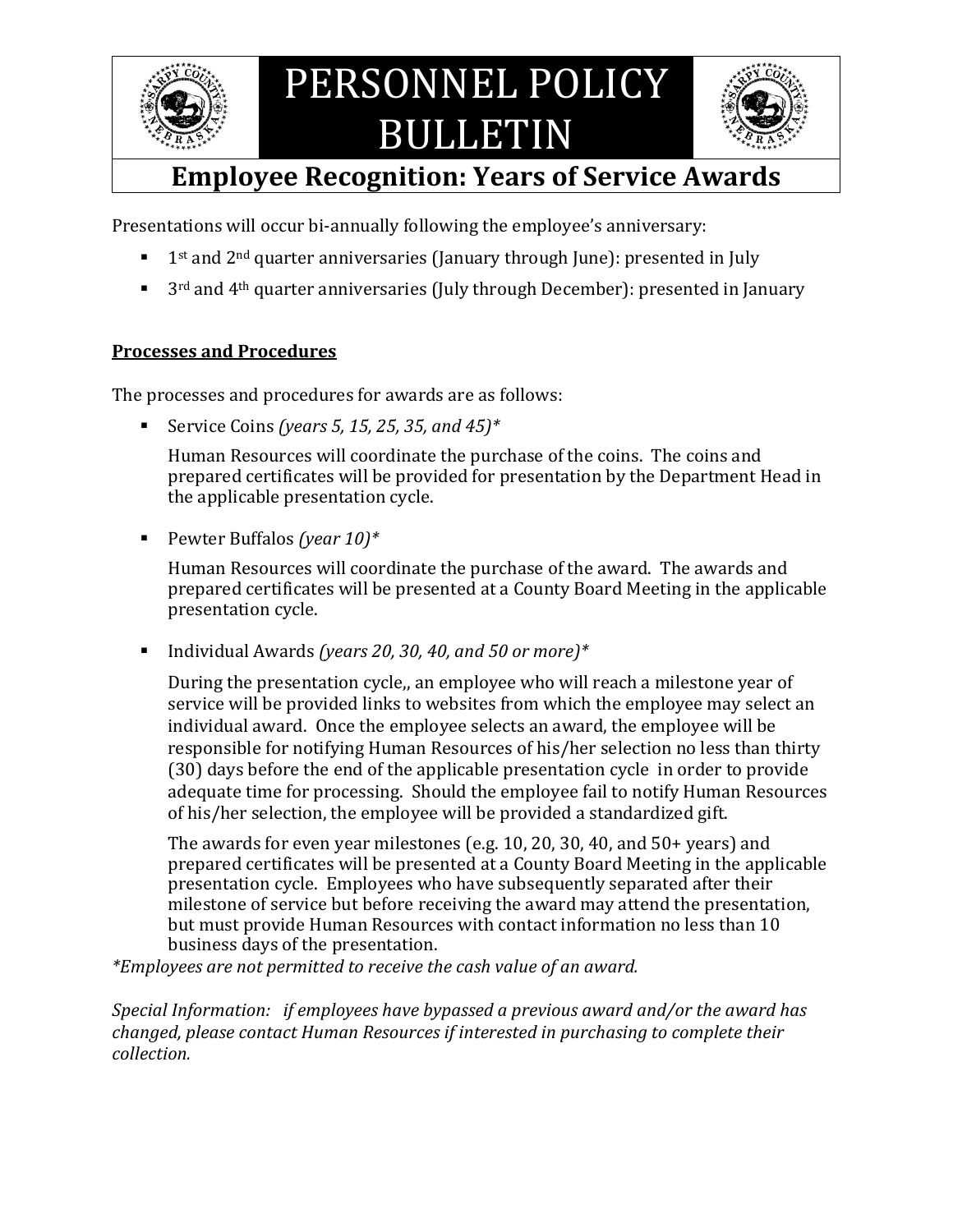# PERSONNEL POLICY BULLETIN

## Employee Recognition: Years of Service Awards

Presentations will occur bi-annually following the employee's anniversary:

- 1st and 2nd quarter anniversaries (January through June): presented in July
- 3rd and 4th quarter anniversaries (July through December): presented in January

### Processes and Procedures

The processes and procedures for awards are as follows:

- Service Coins *(years 5, 15, 25, 35, and 45)**

  Human Resources will coordinate the purchase of the coins. The coins and prepared certificates will be provided for presentation by the Department Head in the applicable presentation cycle.

- Pewter Buffalos *(year 10)**

  Human Resources will coordinate the purchase of the award. The awards and prepared certificates will be presented at a County Board Meeting in the applicable presentation cycle.

- Individual Awards *(years 20, 30, 40, and 50 or more)**

  During the presentation cycle,, an employee who will reach a milestone year of service will be provided links to websites from which the employee may select an individual award. Once the employee selects an award, the employee will be responsible for notifying Human Resources of his/her selection no less than thirty (30) days before the end of the applicable presentation cycle in order to provide adequate time for processing. Should the employee fail to notify Human Resources of his/her selection, the employee will be provided a standardized gift.

  The awards for even year milestones (e.g. 10, 20, 30, 40, and 50+ years) and prepared certificates will be presented at a County Board Meeting in the applicable presentation cycle. Employees who have subsequently separated after their milestone of service but before receiving the award may attend the presentation, but must provide Human Resources with contact information no less than 10 business days of the presentation.

*\*Employees are not permitted to receive the cash value of an award.*

*Special Information: if employees have bypassed a previous award and/or the award has changed, please contact Human Resources if interested in purchasing to complete their collection.*